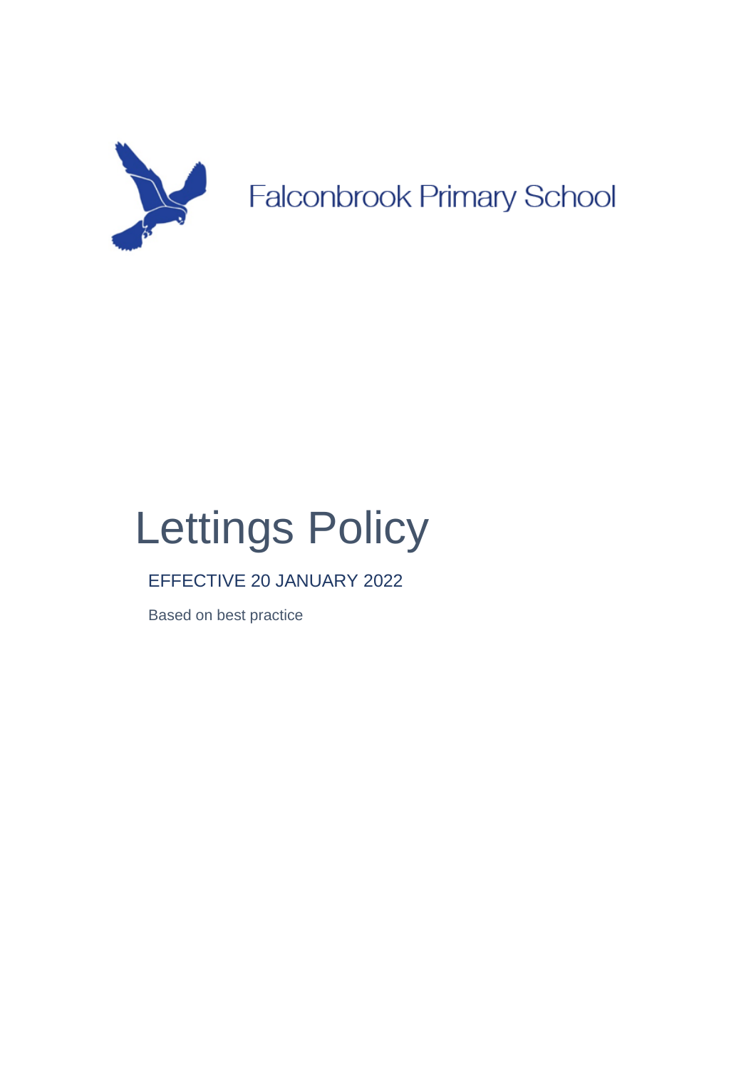Falconbrook Primary School

# Lettings Policy

EFFECTIVE 20 JANUARY 2022

Based on best practice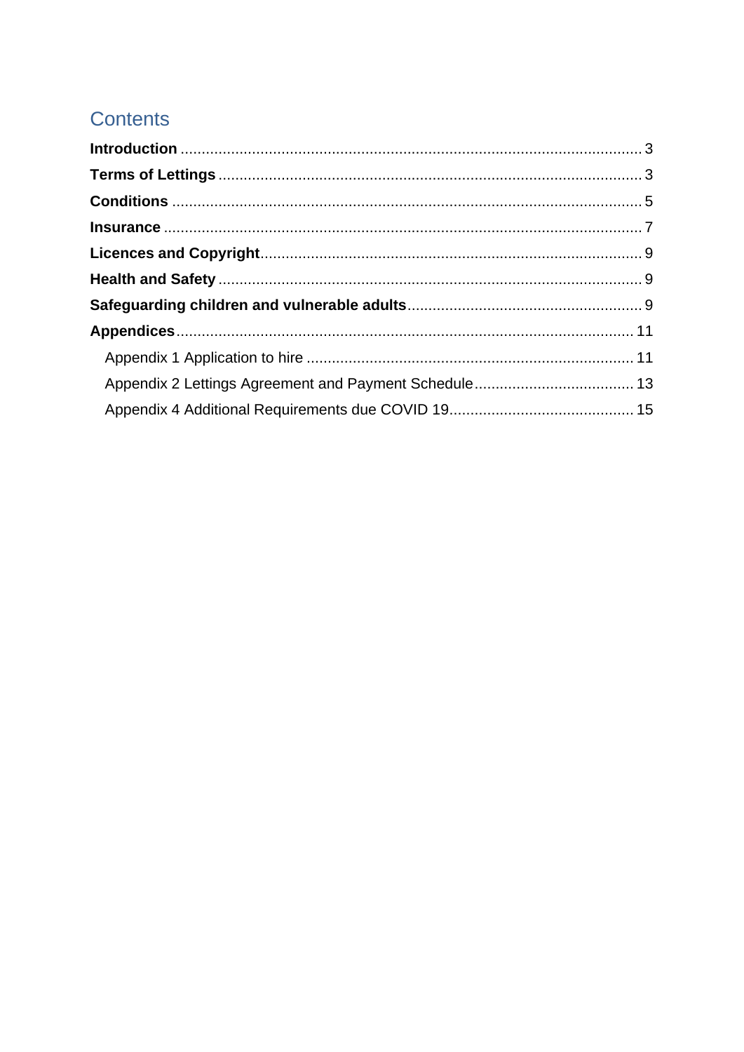## Contents

**Introduction** ............................................................................................................ 3

**Terms of Lettings** ................................................................................................... 3

**Conditions** .............................................................................................................. 5

**Insurance** ................................................................................................................ 7

**Licences and Copyright**......................................................................................... 9

**Health and Safety** ................................................................................................... 9

**Safeguarding children and vulnerable adults**....................................................... 9

**Appendices**........................................................................................................... 11

- Appendix 1 Application to hire ............................................................................ 11
- Appendix 2 Lettings Agreement and Payment Schedule..................................... 13
- Appendix 4 Additional Requirements due COVID 19........................................... 15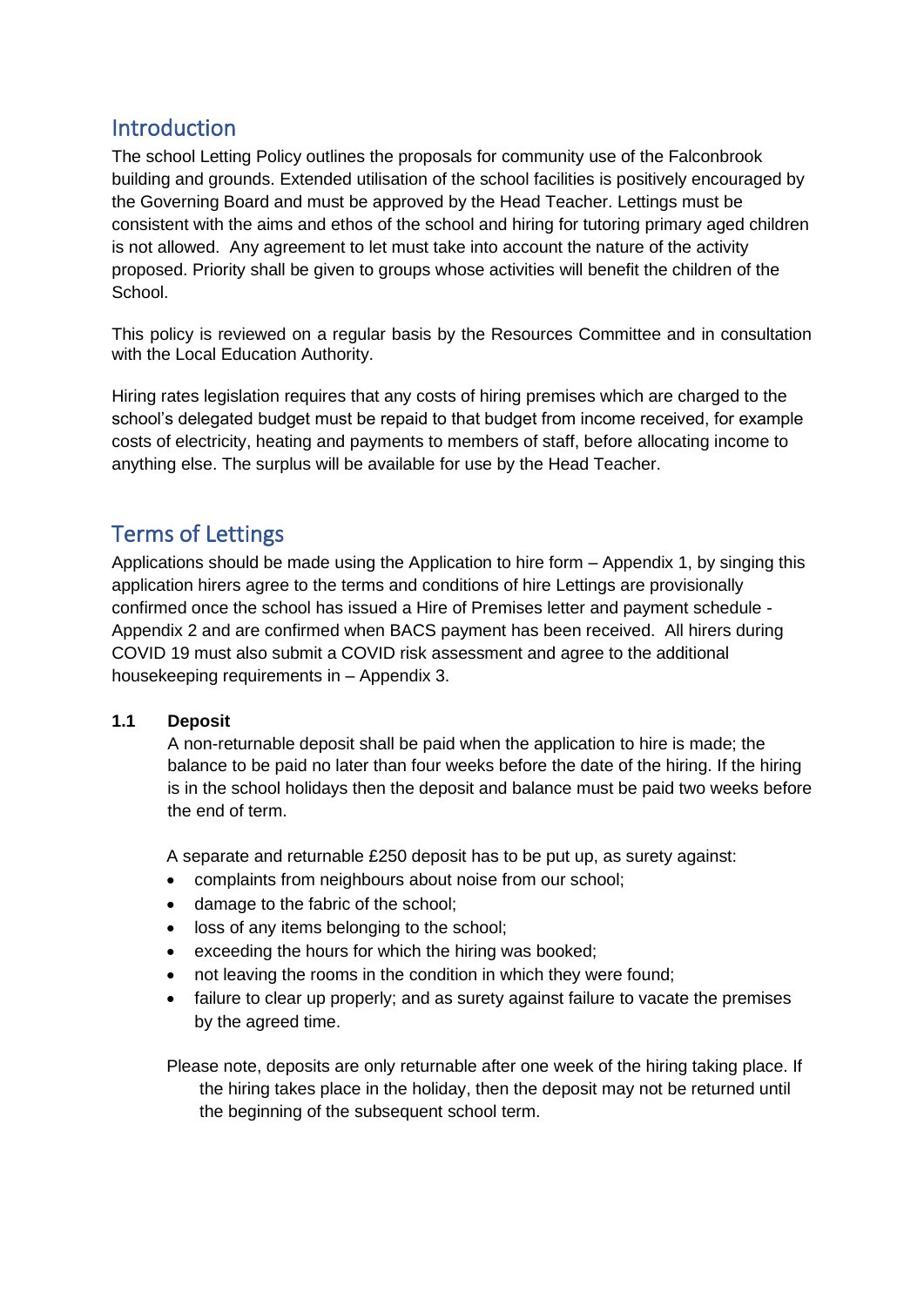## Introduction

The school Letting Policy outlines the proposals for community use of the Falconbrook building and grounds. Extended utilisation of the school facilities is positively encouraged by the Governing Board and must be approved by the Head Teacher. Lettings must be consistent with the aims and ethos of the school and hiring for tutoring primary aged children is not allowed. Any agreement to let must take into account the nature of the activity proposed. Priority shall be given to groups whose activities will benefit the children of the School.

This policy is reviewed on a regular basis by the Resources Committee and in consultation with the Local Education Authority.

Hiring rates legislation requires that any costs of hiring premises which are charged to the school's delegated budget must be repaid to that budget from income received, for example costs of electricity, heating and payments to members of staff, before allocating income to anything else. The surplus will be available for use by the Head Teacher.

## Terms of Lettings

Applications should be made using the Application to hire form – Appendix 1, by singing this application hirers agree to the terms and conditions of hire Lettings are provisionally confirmed once the school has issued a Hire of Premises letter and payment schedule - Appendix 2 and are confirmed when BACS payment has been received. All hirers during COVID 19 must also submit a COVID risk assessment and agree to the additional housekeeping requirements in – Appendix 3.

**1.1 Deposit**

A non-returnable deposit shall be paid when the application to hire is made; the balance to be paid no later than four weeks before the date of the hiring. If the hiring is in the school holidays then the deposit and balance must be paid two weeks before the end of term.

A separate and returnable £250 deposit has to be put up, as surety against:

- complaints from neighbours about noise from our school;
- damage to the fabric of the school;
- loss of any items belonging to the school;
- exceeding the hours for which the hiring was booked;
- not leaving the rooms in the condition in which they were found;
- failure to clear up properly; and as surety against failure to vacate the premises by the agreed time.

Please note, deposits are only returnable after one week of the hiring taking place. If the hiring takes place in the holiday, then the deposit may not be returned until the beginning of the subsequent school term.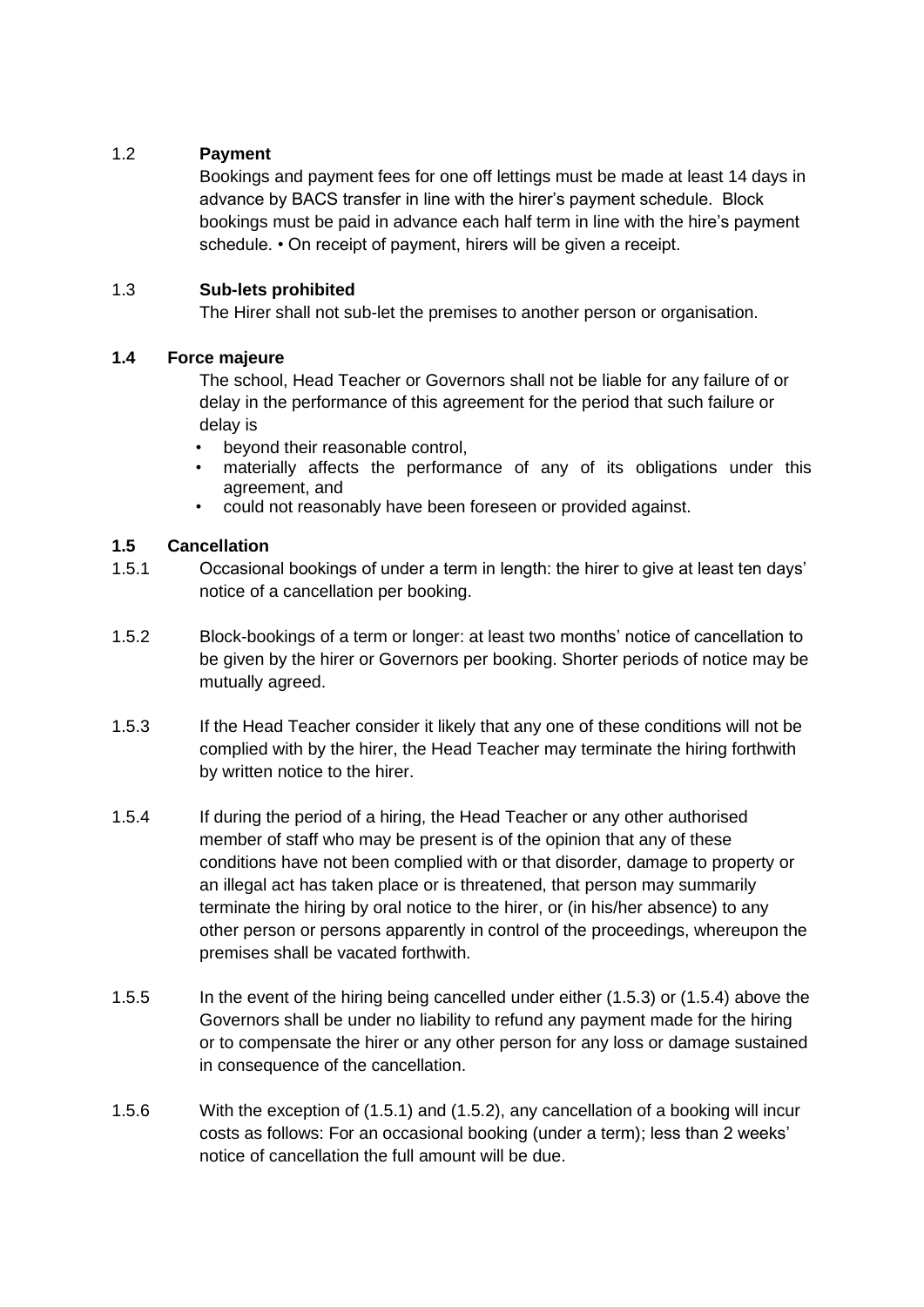### 1.2 Payment

Bookings and payment fees for one off lettings must be made at least 14 days in advance by BACS transfer in line with the hirer's payment schedule. Block bookings must be paid in advance each half term in line with the hire's payment schedule. • On receipt of payment, hirers will be given a receipt.

### 1.3 Sub-lets prohibited

The Hirer shall not sub-let the premises to another person or organisation.

### 1.4 Force majeure

The school, Head Teacher or Governors shall not be liable for any failure of or delay in the performance of this agreement for the period that such failure or delay is

- beyond their reasonable control,
- materially affects the performance of any of its obligations under this agreement, and
- could not reasonably have been foreseen or provided against.

### 1.5 Cancellation

1.5.1 Occasional bookings of under a term in length: the hirer to give at least ten days' notice of a cancellation per booking.

1.5.2 Block-bookings of a term or longer: at least two months' notice of cancellation to be given by the hirer or Governors per booking. Shorter periods of notice may be mutually agreed.

1.5.3 If the Head Teacher consider it likely that any one of these conditions will not be complied with by the hirer, the Head Teacher may terminate the hiring forthwith by written notice to the hirer.

1.5.4 If during the period of a hiring, the Head Teacher or any other authorised member of staff who may be present is of the opinion that any of these conditions have not been complied with or that disorder, damage to property or an illegal act has taken place or is threatened, that person may summarily terminate the hiring by oral notice to the hirer, or (in his/her absence) to any other person or persons apparently in control of the proceedings, whereupon the premises shall be vacated forthwith.

1.5.5 In the event of the hiring being cancelled under either (1.5.3) or (1.5.4) above the Governors shall be under no liability to refund any payment made for the hiring or to compensate the hirer or any other person for any loss or damage sustained in consequence of the cancellation.

1.5.6 With the exception of (1.5.1) and (1.5.2), any cancellation of a booking will incur costs as follows: For an occasional booking (under a term); less than 2 weeks' notice of cancellation the full amount will be due.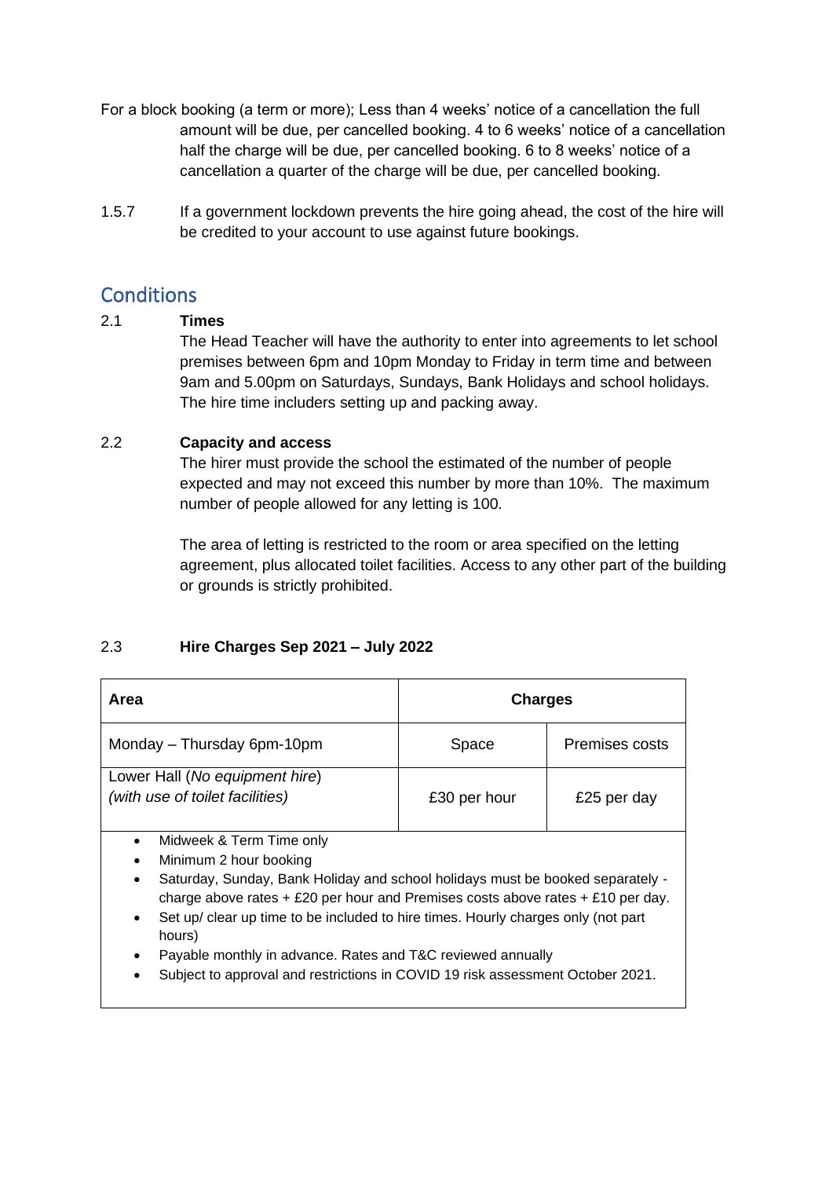For a block booking (a term or more); Less than 4 weeks' notice of a cancellation the full amount will be due, per cancelled booking. 4 to 6 weeks' notice of a cancellation half the charge will be due, per cancelled booking. 6 to 8 weeks' notice of a cancellation a quarter of the charge will be due, per cancelled booking.

1.5.7 If a government lockdown prevents the hire going ahead, the cost of the hire will be credited to your account to use against future bookings.

## Conditions

2.1 **Times**

The Head Teacher will have the authority to enter into agreements to let school premises between 6pm and 10pm Monday to Friday in term time and between 9am and 5.00pm on Saturdays, Sundays, Bank Holidays and school holidays. The hire time includers setting up and packing away.

2.2 **Capacity and access**

The hirer must provide the school the estimated of the number of people expected and may not exceed this number by more than 10%. The maximum number of people allowed for any letting is 100.

The area of letting is restricted to the room or area specified on the letting agreement, plus allocated toilet facilities. Access to any other part of the building or grounds is strictly prohibited.

2.3 **Hire Charges Sep 2021 – July 2022**

| **Area** | **Charges** | |
|---|---|---|
| Monday – Thursday 6pm-10pm | Space | Premises costs |
| Lower Hall (*No equipment hire*) *(with use of toilet facilities)* | £30 per hour | £25 per day |

- Midweek & Term Time only
- Minimum 2 hour booking
- Saturday, Sunday, Bank Holiday and school holidays must be booked separately - charge above rates + £20 per hour and Premises costs above rates + £10 per day.
- Set up/ clear up time to be included to hire times. Hourly charges only (not part hours)
- Payable monthly in advance. Rates and T&C reviewed annually
- Subject to approval and restrictions in COVID 19 risk assessment October 2021.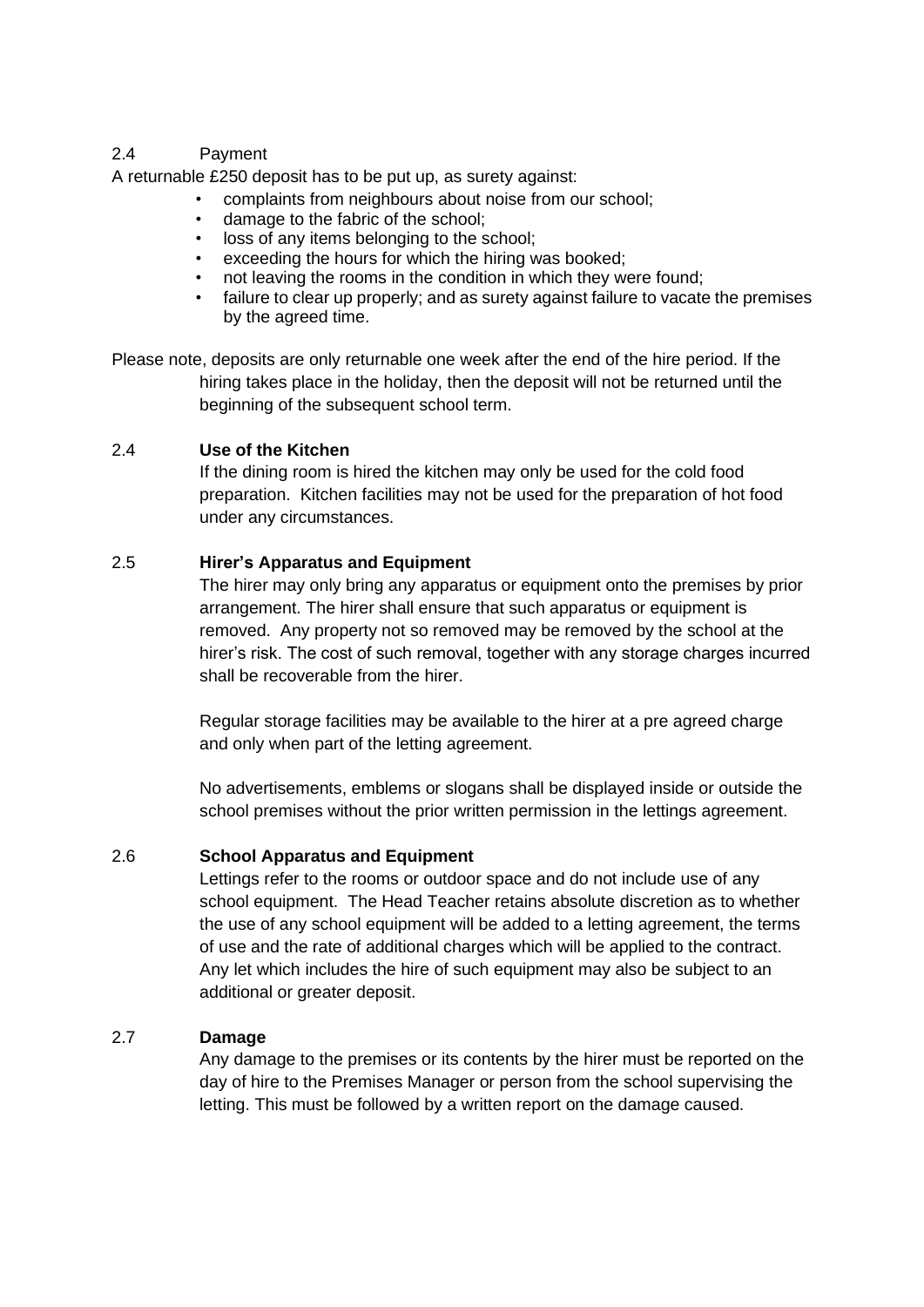2.4 Payment

A returnable £250 deposit has to be put up, as surety against:

- complaints from neighbours about noise from our school;
- damage to the fabric of the school;
- loss of any items belonging to the school;
- exceeding the hours for which the hiring was booked;
- not leaving the rooms in the condition in which they were found;
- failure to clear up properly; and as surety against failure to vacate the premises by the agreed time.

Please note, deposits are only returnable one week after the end of the hire period. If the hiring takes place in the holiday, then the deposit will not be returned until the beginning of the subsequent school term.

### 2.4 Use of the Kitchen

If the dining room is hired the kitchen may only be used for the cold food preparation. Kitchen facilities may not be used for the preparation of hot food under any circumstances.

### 2.5 Hirer's Apparatus and Equipment

The hirer may only bring any apparatus or equipment onto the premises by prior arrangement. The hirer shall ensure that such apparatus or equipment is removed. Any property not so removed may be removed by the school at the hirer's risk. The cost of such removal, together with any storage charges incurred shall be recoverable from the hirer.

Regular storage facilities may be available to the hirer at a pre agreed charge and only when part of the letting agreement.

No advertisements, emblems or slogans shall be displayed inside or outside the school premises without the prior written permission in the lettings agreement.

### 2.6 School Apparatus and Equipment

Lettings refer to the rooms or outdoor space and do not include use of any school equipment. The Head Teacher retains absolute discretion as to whether the use of any school equipment will be added to a letting agreement, the terms of use and the rate of additional charges which will be applied to the contract. Any let which includes the hire of such equipment may also be subject to an additional or greater deposit.

### 2.7 Damage

Any damage to the premises or its contents by the hirer must be reported on the day of hire to the Premises Manager or person from the school supervising the letting. This must be followed by a written report on the damage caused.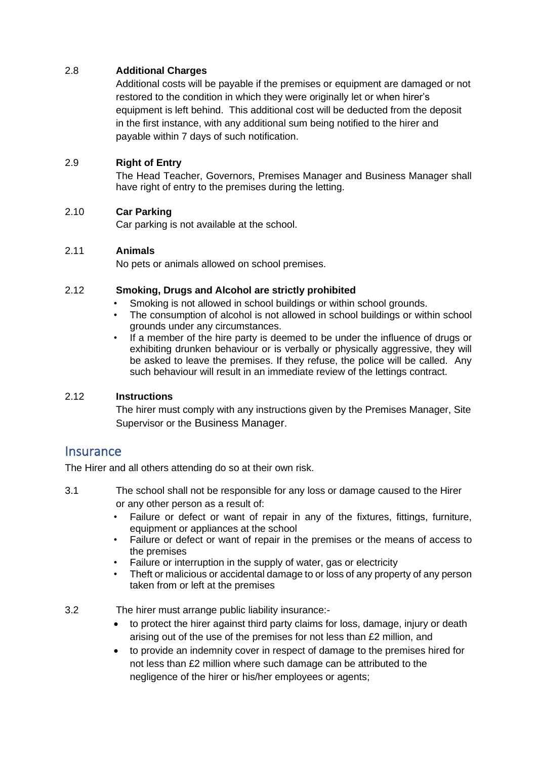2.8 **Additional Charges**

Additional costs will be payable if the premises or equipment are damaged or not restored to the condition in which they were originally let or when hirer's equipment is left behind. This additional cost will be deducted from the deposit in the first instance, with any additional sum being notified to the hirer and payable within 7 days of such notification.

2.9 **Right of Entry**

The Head Teacher, Governors, Premises Manager and Business Manager shall have right of entry to the premises during the letting.

2.10 **Car Parking**

Car parking is not available at the school.

2.11 **Animals**

No pets or animals allowed on school premises.

2.12 **Smoking, Drugs and Alcohol are strictly prohibited**

- Smoking is not allowed in school buildings or within school grounds.
- The consumption of alcohol is not allowed in school buildings or within school grounds under any circumstances.
- If a member of the hire party is deemed to be under the influence of drugs or exhibiting drunken behaviour or is verbally or physically aggressive, they will be asked to leave the premises. If they refuse, the police will be called. Any such behaviour will result in an immediate review of the lettings contract.

2.12 **Instructions**

The hirer must comply with any instructions given by the Premises Manager, Site Supervisor or the Business Manager.

## Insurance

The Hirer and all others attending do so at their own risk.

3.1 The school shall not be responsible for any loss or damage caused to the Hirer or any other person as a result of:

- Failure or defect or want of repair in any of the fixtures, fittings, furniture, equipment or appliances at the school
- Failure or defect or want of repair in the premises or the means of access to the premises
- Failure or interruption in the supply of water, gas or electricity
- Theft or malicious or accidental damage to or loss of any property of any person taken from or left at the premises

3.2 The hirer must arrange public liability insurance:-

- to protect the hirer against third party claims for loss, damage, injury or death arising out of the use of the premises for not less than £2 million, and
- to provide an indemnity cover in respect of damage to the premises hired for not less than £2 million where such damage can be attributed to the negligence of the hirer or his/her employees or agents;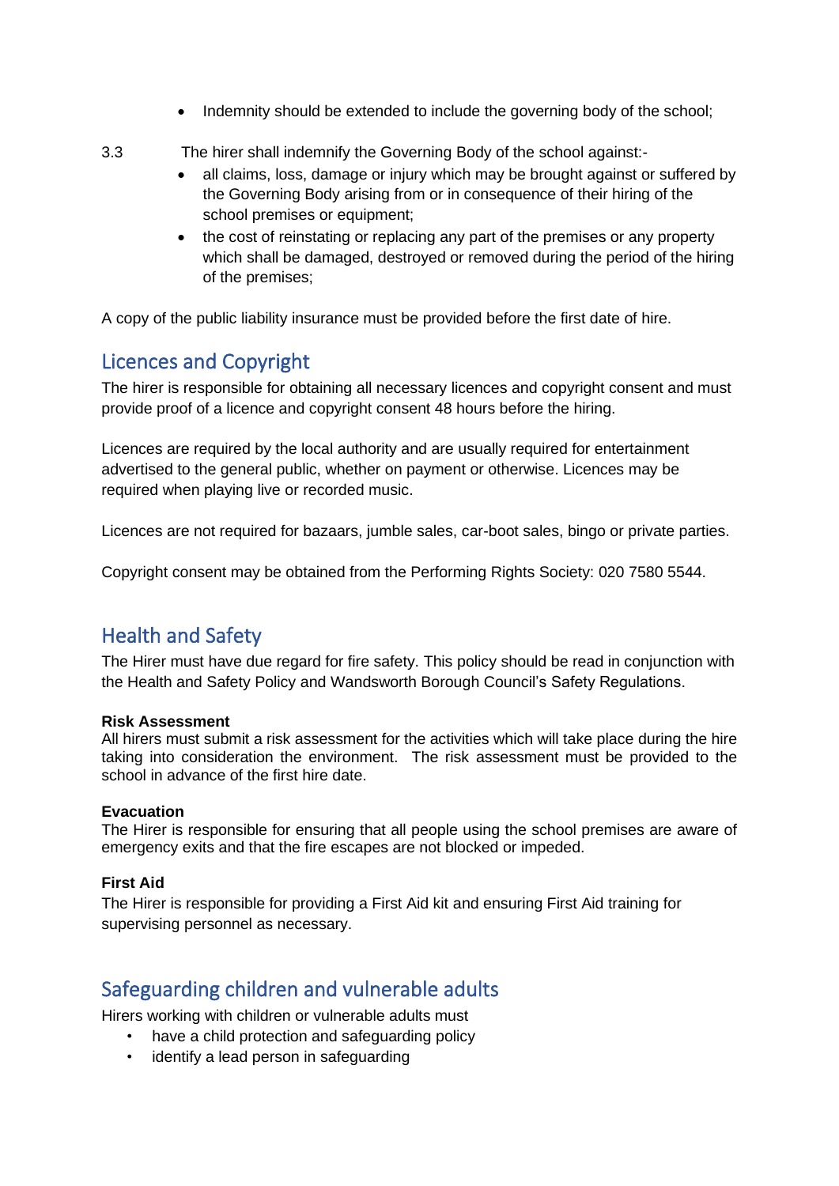- Indemnity should be extended to include the governing body of the school;

3.3 The hirer shall indemnify the Governing Body of the school against:-

- all claims, loss, damage or injury which may be brought against or suffered by the Governing Body arising from or in consequence of their hiring of the school premises or equipment;
- the cost of reinstating or replacing any part of the premises or any property which shall be damaged, destroyed or removed during the period of the hiring of the premises;

A copy of the public liability insurance must be provided before the first date of hire.

## Licences and Copyright

The hirer is responsible for obtaining all necessary licences and copyright consent and must provide proof of a licence and copyright consent 48 hours before the hiring.

Licences are required by the local authority and are usually required for entertainment advertised to the general public, whether on payment or otherwise. Licences may be required when playing live or recorded music.

Licences are not required for bazaars, jumble sales, car-boot sales, bingo or private parties.

Copyright consent may be obtained from the Performing Rights Society: 020 7580 5544.

## Health and Safety

The Hirer must have due regard for fire safety. This policy should be read in conjunction with the Health and Safety Policy and Wandsworth Borough Council's Safety Regulations.

**Risk Assessment**
All hirers must submit a risk assessment for the activities which will take place during the hire taking into consideration the environment. The risk assessment must be provided to the school in advance of the first hire date.

**Evacuation**
The Hirer is responsible for ensuring that all people using the school premises are aware of emergency exits and that the fire escapes are not blocked or impeded.

**First Aid**
The Hirer is responsible for providing a First Aid kit and ensuring First Aid training for supervising personnel as necessary.

## Safeguarding children and vulnerable adults

Hirers working with children or vulnerable adults must

- have a child protection and safeguarding policy
- identify a lead person in safeguarding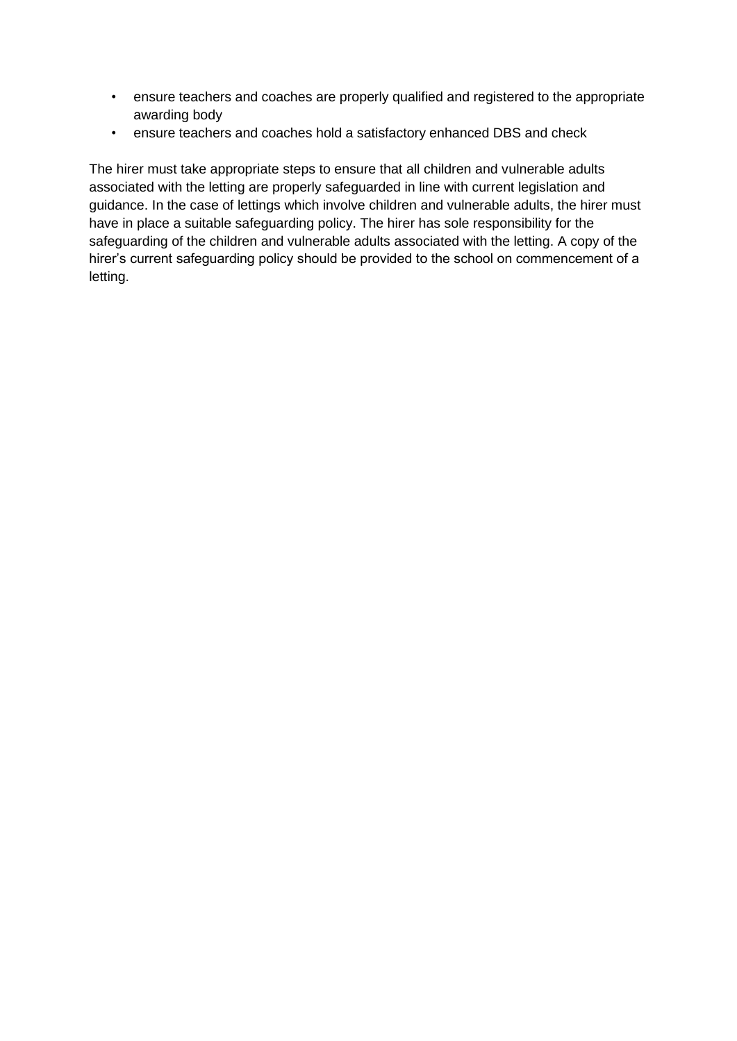- ensure teachers and coaches are properly qualified and registered to the appropriate awarding body
- ensure teachers and coaches hold a satisfactory enhanced DBS and check

The hirer must take appropriate steps to ensure that all children and vulnerable adults associated with the letting are properly safeguarded in line with current legislation and guidance. In the case of lettings which involve children and vulnerable adults, the hirer must have in place a suitable safeguarding policy. The hirer has sole responsibility for the safeguarding of the children and vulnerable adults associated with the letting. A copy of the hirer's current safeguarding policy should be provided to the school on commencement of a letting.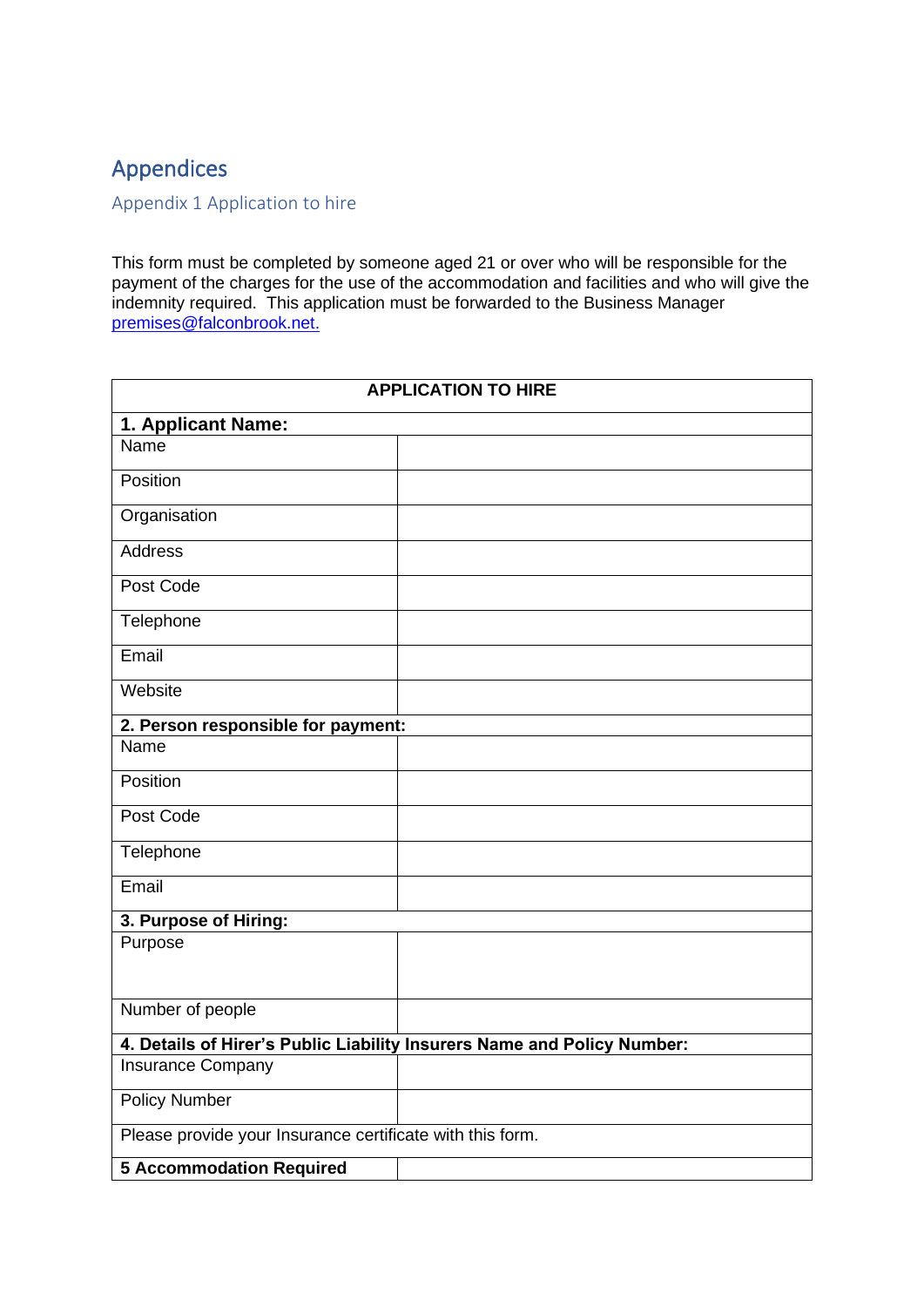# Appendices

## Appendix 1 Application to hire

This form must be completed by someone aged 21 or over who will be responsible for the payment of the charges for the use of the accommodation and facilities and who will give the indemnity required. This application must be forwarded to the Business Manager premises@falconbrook.net.

| APPLICATION TO HIRE | |
|---|---|
| **1. Applicant Name:** | |
| Name | |
| Position | |
| Organisation | |
| Address | |
| Post Code | |
| Telephone | |
| Email | |
| Website | |
| **2. Person responsible for payment:** | |
| Name | |
| Position | |
| Post Code | |
| Telephone | |
| Email | |
| **3. Purpose of Hiring:** | |
| Purpose | |
| Number of people | |
| **4. Details of Hirer's Public Liability Insurers Name and Policy Number:** | |
| Insurance Company | |
| Policy Number | |
| Please provide your Insurance certificate with this form. | |
| **5 Accommodation Required** | |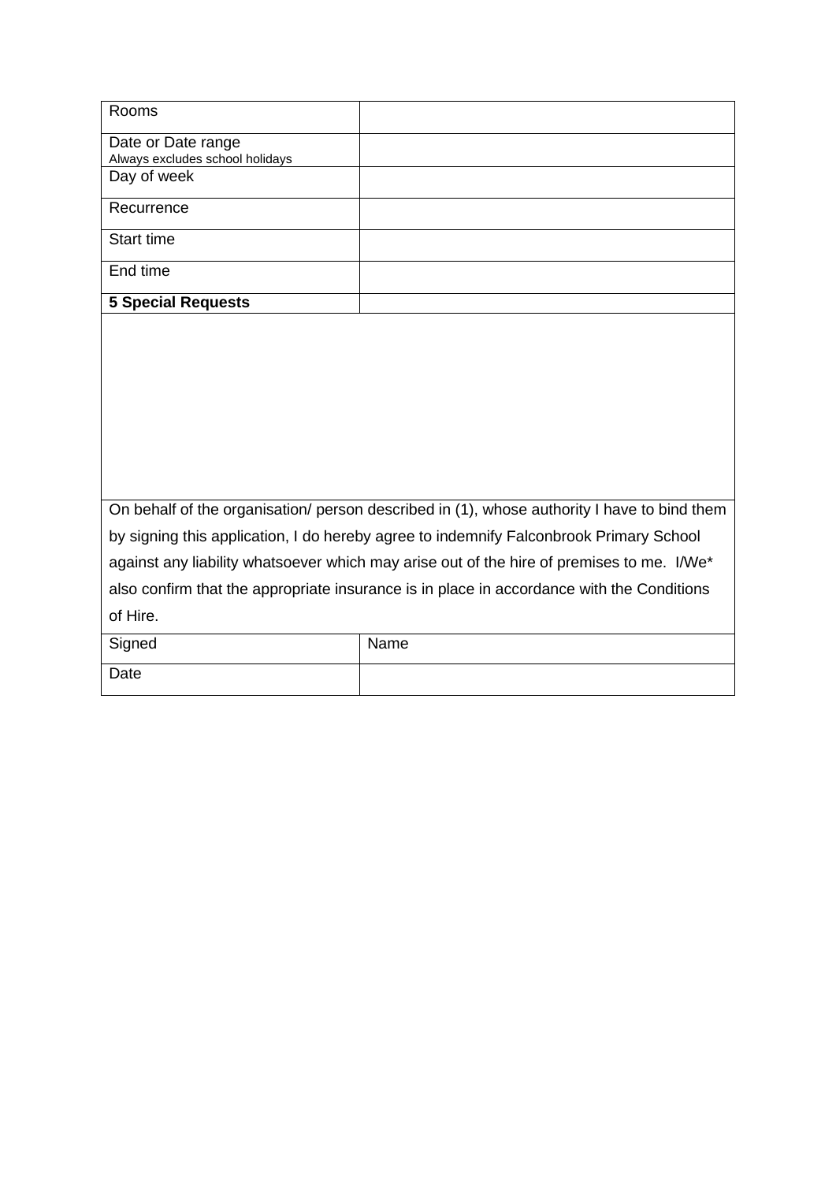| Rooms | |
|---|---|
| Date or Date range<br>Always excludes school holidays | |
| Day of week | |
| Recurrence | |
| Start time | |
| End time | |
| **5 Special Requests** | |
| | |
| On behalf of the organisation/ person described in (1), whose authority I have to bind them by signing this application, I do hereby agree to indemnify Falconbrook Primary School against any liability whatsoever which may arise out of the hire of premises to me. I/We* also confirm that the appropriate insurance is in place in accordance with the Conditions of Hire. | |
| Signed | Name |
| Date | |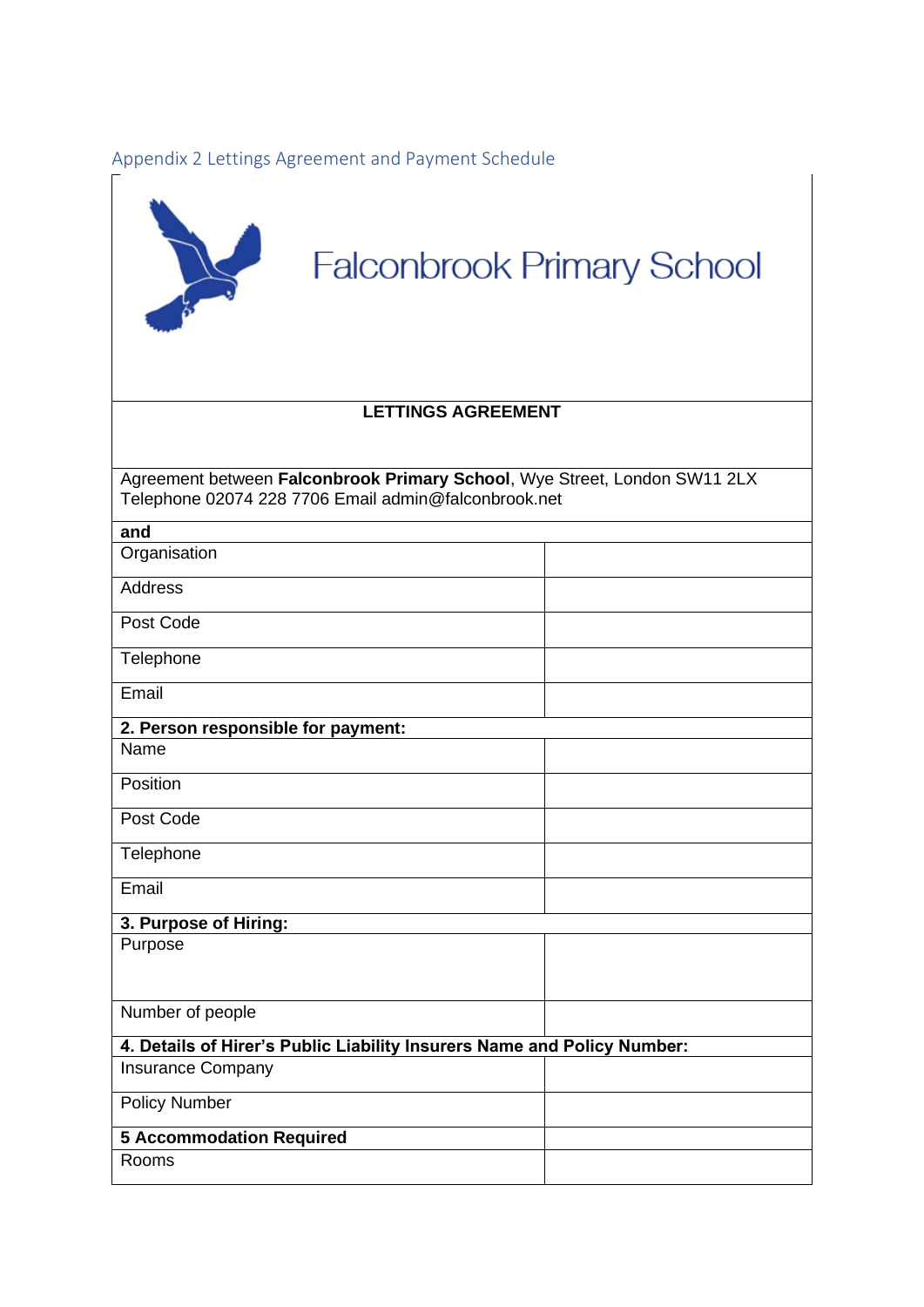## Appendix 2 Lettings Agreement and Payment Schedule

# Falconbrook Primary School

**LETTINGS AGREEMENT**

Agreement between **Falconbrook Primary School**, Wye Street, London SW11 2LX
Telephone 02074 228 7706 Email admin@falconbrook.net

| **and** | |
|---|---|
| Organisation | |
| Address | |
| Post Code | |
| Telephone | |
| Email | |
| **2. Person responsible for payment:** | |
| Name | |
| Position | |
| Post Code | |
| Telephone | |
| Email | |
| **3. Purpose of Hiring:** | |
| Purpose | |
| Number of people | |
| **4. Details of Hirer's Public Liability Insurers Name and Policy Number:** | |
| Insurance Company | |
| Policy Number | |
| **5 Accommodation Required** | |
| Rooms | |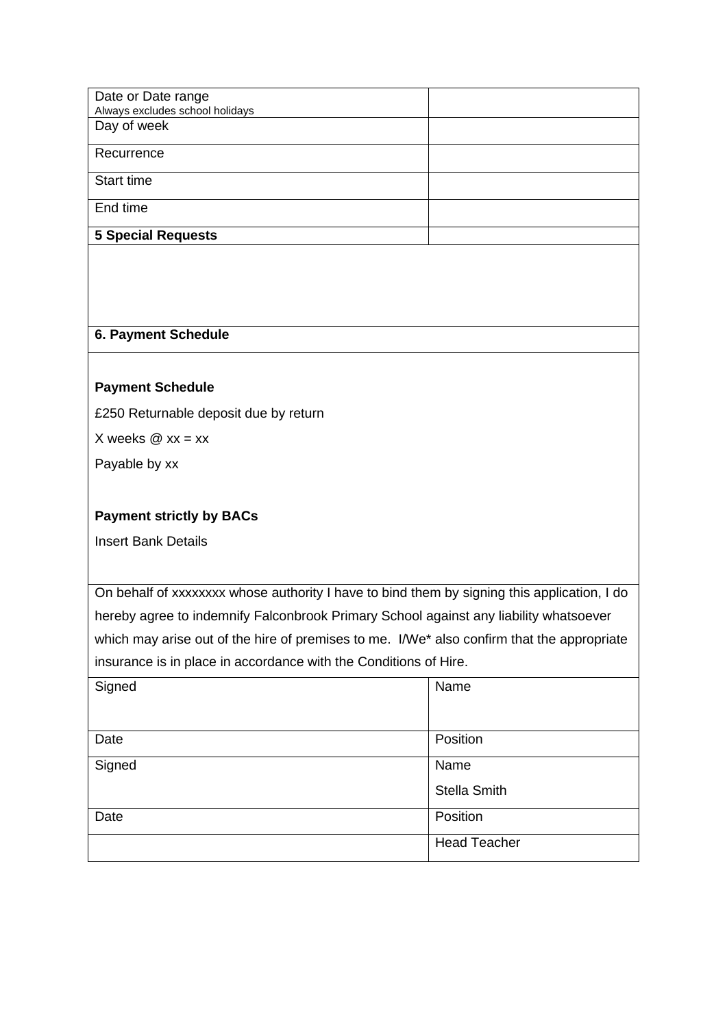| Date or Date range<br>Always excludes school holidays | |
|---|---|
| Day of week | |
| Recurrence | |
| Start time | |
| End time | |
| **5 Special Requests** | |

**6. Payment Schedule**

**Payment Schedule**

£250 Returnable deposit due by return

X weeks @ xx = xx

Payable by xx

**Payment strictly by BACs**

Insert Bank Details

On behalf of xxxxxxxx whose authority I have to bind them by signing this application, I do hereby agree to indemnify Falconbrook Primary School against any liability whatsoever which may arise out of the hire of premises to me. I/We* also confirm that the appropriate insurance is in place in accordance with the Conditions of Hire.

| Signed | Name |
|---|---|
| Date | Position |
| Signed | Name<br>Stella Smith |
| Date | Position |
| | Head Teacher |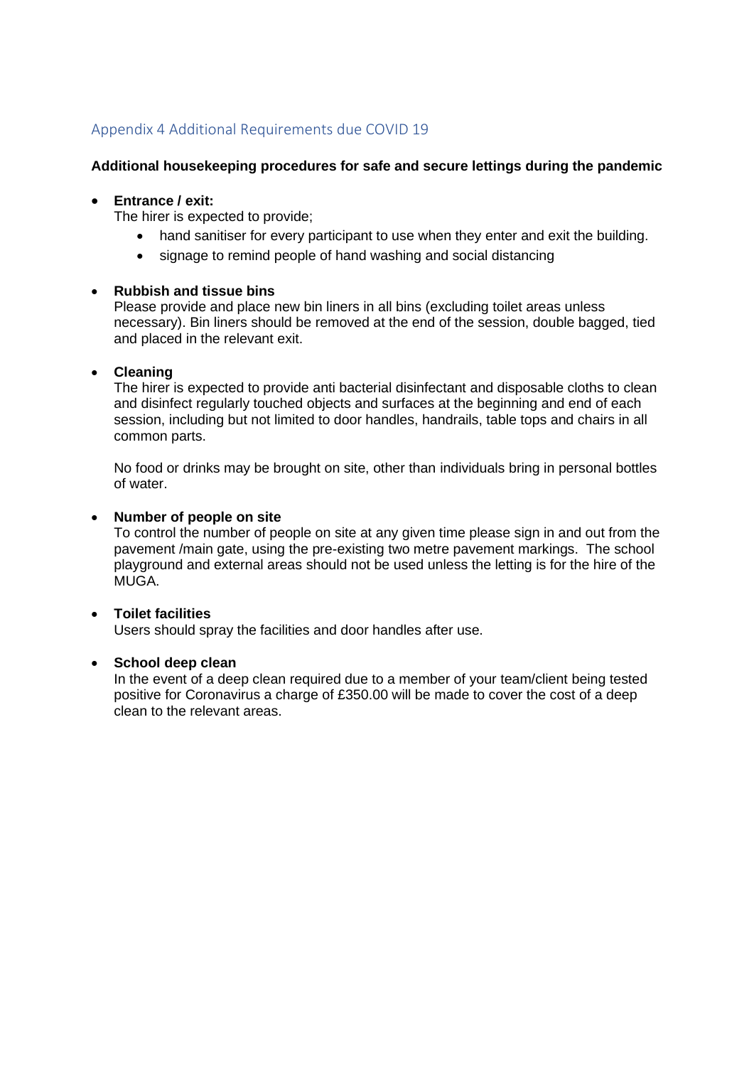## Appendix 4 Additional Requirements due COVID 19

**Additional housekeeping procedures for safe and secure lettings during the pandemic**

- **Entrance / exit:**
  The hirer is expected to provide;
  - hand sanitiser for every participant to use when they enter and exit the building.
  - signage to remind people of hand washing and social distancing

- **Rubbish and tissue bins**
  Please provide and place new bin liners in all bins (excluding toilet areas unless necessary). Bin liners should be removed at the end of the session, double bagged, tied and placed in the relevant exit.

- **Cleaning**
  The hirer is expected to provide anti bacterial disinfectant and disposable cloths to clean and disinfect regularly touched objects and surfaces at the beginning and end of each session, including but not limited to door handles, handrails, table tops and chairs in all common parts.

  No food or drinks may be brought on site, other than individuals bring in personal bottles of water.

- **Number of people on site**
  To control the number of people on site at any given time please sign in and out from the pavement /main gate, using the pre-existing two metre pavement markings. The school playground and external areas should not be used unless the letting is for the hire of the MUGA.

- **Toilet facilities**
  Users should spray the facilities and door handles after use.

- **School deep clean**
  In the event of a deep clean required due to a member of your team/client being tested positive for Coronavirus a charge of £350.00 will be made to cover the cost of a deep clean to the relevant areas.